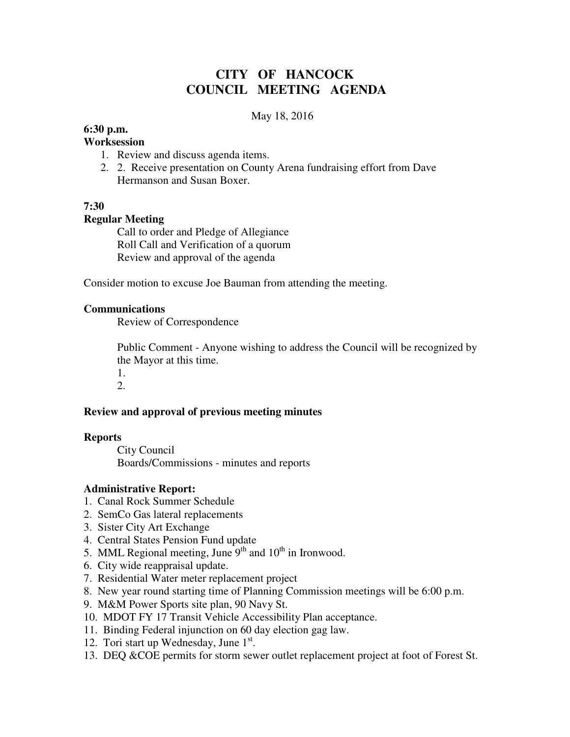# CITY OF HANCOCK
# COUNCIL MEETING AGENDA

May 18, 2016

**6:30 p.m.**
**Worksession**

1. Review and discuss agenda items.
2. 2. Receive presentation on County Arena fundraising effort from Dave Hermanson and Susan Boxer.

**7:30**
**Regular Meeting**

Call to order and Pledge of Allegiance
Roll Call and Verification of a quorum
Review and approval of the agenda

Consider motion to excuse Joe Bauman from attending the meeting.

**Communications**

Review of Correspondence

Public Comment - Anyone wishing to address the Council will be recognized by the Mayor at this time.
1.
2.

**Review and approval of previous meeting minutes**

**Reports**

City Council
Boards/Commissions - minutes and reports

**Administrative Report:**

1. Canal Rock Summer Schedule
2. SemCo Gas lateral replacements
3. Sister City Art Exchange
4. Central States Pension Fund update
5. MML Regional meeting, June 9th and 10th in Ironwood.
6. City wide reappraisal update.
7. Residential Water meter replacement project
8. New year round starting time of Planning Commission meetings will be 6:00 p.m.
9. M&M Power Sports site plan, 90 Navy St.
10. MDOT FY 17 Transit Vehicle Accessibility Plan acceptance.
11. Binding Federal injunction on 60 day election gag law.
12. Tori start up Wednesday, June 1st.
13. DEQ &COE permits for storm sewer outlet replacement project at foot of Forest St.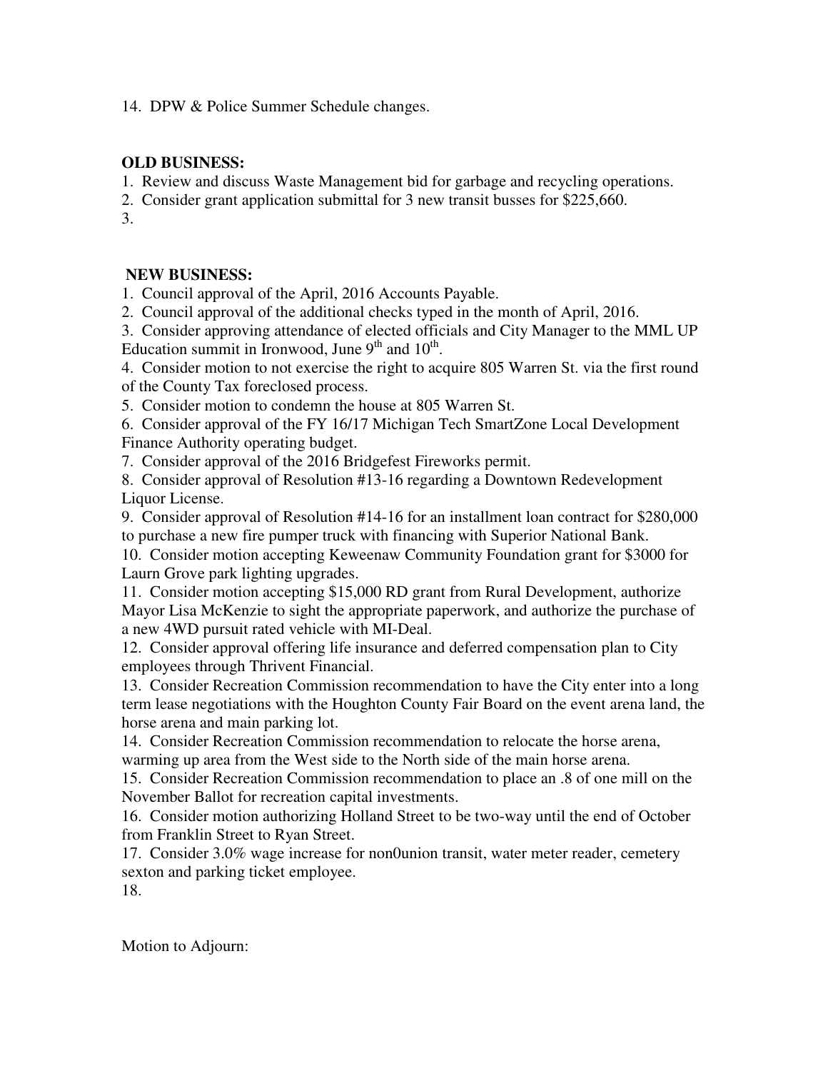14. DPW & Police Summer Schedule changes.

**OLD BUSINESS:**

1. Review and discuss Waste Management bid for garbage and recycling operations.
2. Consider grant application submittal for 3 new transit busses for $225,660.
3.

**NEW BUSINESS:**

1. Council approval of the April, 2016 Accounts Payable.
2. Council approval of the additional checks typed in the month of April, 2016.
3. Consider approving attendance of elected officials and City Manager to the MML UP Education summit in Ironwood, June 9th and 10th.
4. Consider motion to not exercise the right to acquire 805 Warren St. via the first round of the County Tax foreclosed process.
5. Consider motion to condemn the house at 805 Warren St.
6. Consider approval of the FY 16/17 Michigan Tech SmartZone Local Development Finance Authority operating budget.
7. Consider approval of the 2016 Bridgefest Fireworks permit.
8. Consider approval of Resolution #13-16 regarding a Downtown Redevelopment Liquor License.
9. Consider approval of Resolution #14-16 for an installment loan contract for $280,000 to purchase a new fire pumper truck with financing with Superior National Bank.
10. Consider motion accepting Keweenaw Community Foundation grant for $3000 for Laurn Grove park lighting upgrades.
11. Consider motion accepting $15,000 RD grant from Rural Development, authorize Mayor Lisa McKenzie to sight the appropriate paperwork, and authorize the purchase of a new 4WD pursuit rated vehicle with MI-Deal.
12. Consider approval offering life insurance and deferred compensation plan to City employees through Thrivent Financial.
13. Consider Recreation Commission recommendation to have the City enter into a long term lease negotiations with the Houghton County Fair Board on the event arena land, the horse arena and main parking lot.
14. Consider Recreation Commission recommendation to relocate the horse arena, warming up area from the West side to the North side of the main horse arena.
15. Consider Recreation Commission recommendation to place an .8 of one mill on the November Ballot for recreation capital investments.
16. Consider motion authorizing Holland Street to be two-way until the end of October from Franklin Street to Ryan Street.
17. Consider 3.0% wage increase for non0union transit, water meter reader, cemetery sexton and parking ticket employee.
18.

Motion to Adjourn: